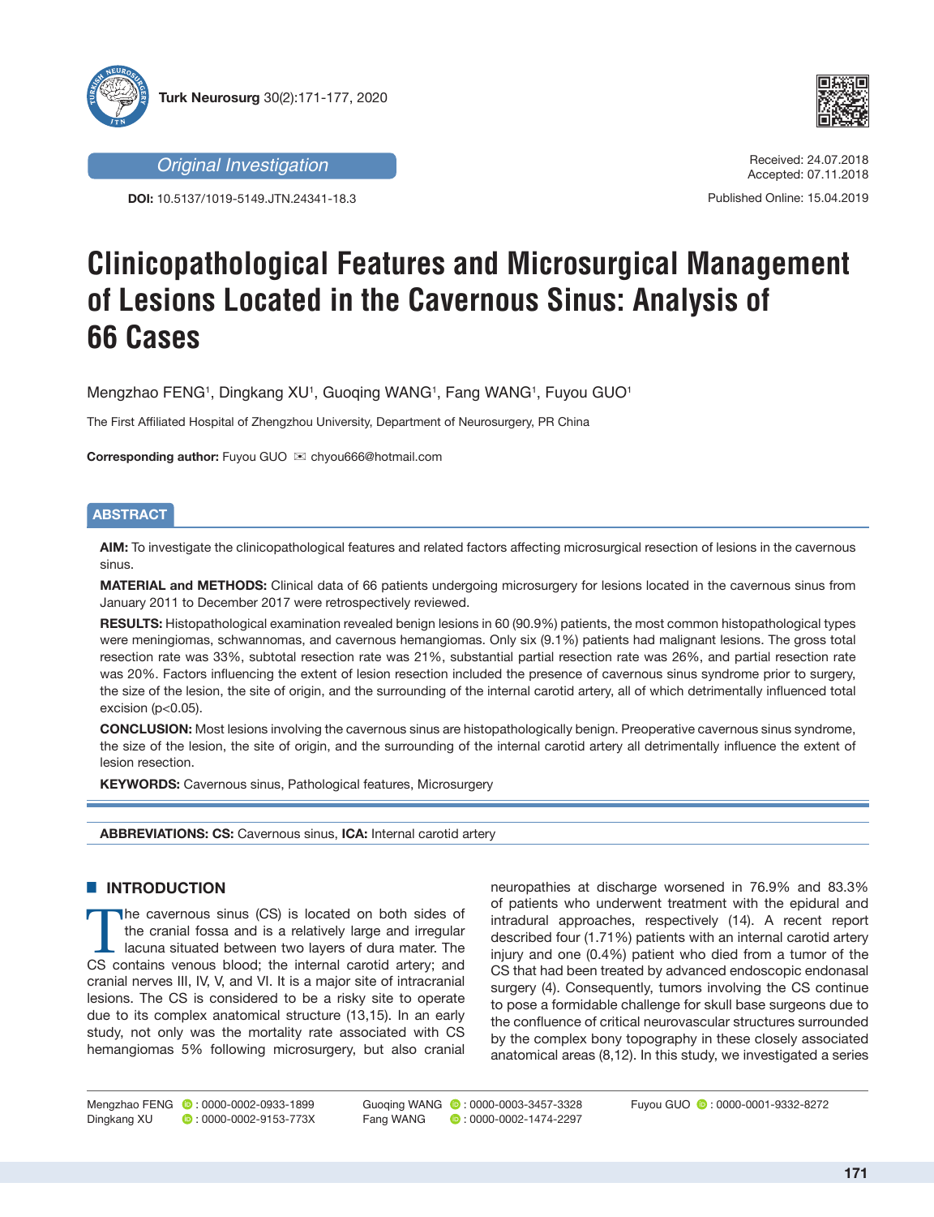Original Investigation

DOI: 10.5137/1019-5149.JTN.24341-18.3

Received: 24.07.2018
Accepted: 07.11.2018

Published Online: 15.04.2019

# Clinicopathological Features and Microsurgical Management of Lesions Located in the Cavernous Sinus: Analysis of 66 Cases

Mengzhao FENG[1], Dingkang XU[1], Guoqing WANG[1], Fang WANG[1], Fuyou GUO[1]

The First Affiliated Hospital of Zhengzhou University, Department of Neurosurgery, PR China

**Corresponding author:** Fuyou GUO ✉ chyou666@hotmail.com

## ABSTRACT

**AIM:** To investigate the clinicopathological features and related factors affecting microsurgical resection of lesions in the cavernous sinus.

**MATERIAL and METHODS:** Clinical data of 66 patients undergoing microsurgery for lesions located in the cavernous sinus from January 2011 to December 2017 were retrospectively reviewed.

**RESULTS:** Histopathological examination revealed benign lesions in 60 (90.9%) patients, the most common histopathological types were meningiomas, schwannomas, and cavernous hemangiomas. Only six (9.1%) patients had malignant lesions. The gross total resection rate was 33%, subtotal resection rate was 21%, substantial partial resection rate was 26%, and partial resection rate was 20%. Factors influencing the extent of lesion resection included the presence of cavernous sinus syndrome prior to surgery, the size of the lesion, the site of origin, and the surrounding of the internal carotid artery, all of which detrimentally influenced total excision ($p<0.05$).

**CONCLUSION:** Most lesions involving the cavernous sinus are histopathologically benign. Preoperative cavernous sinus syndrome, the size of the lesion, the site of origin, and the surrounding of the internal carotid artery all detrimentally influence the extent of lesion resection.

**KEYWORDS:** Cavernous sinus, Pathological features, Microsurgery

**ABBREVIATIONS: CS:** Cavernous sinus, **ICA:** Internal carotid artery

## INTRODUCTION

The cavernous sinus (CS) is located on both sides of the cranial fossa and is a relatively large and irregular lacuna situated between two layers of dura mater. The CS contains venous blood; the internal carotid artery; and cranial nerves III, IV, V, and VI. It is a major site of intracranial lesions. The CS is considered to be a risky site to operate due to its complex anatomical structure (13,15). In an early study, not only was the mortality rate associated with CS hemangiomas 5% following microsurgery, but also cranial neuropathies at discharge worsened in 76.9% and 83.3% of patients who underwent treatment with the epidural and intradural approaches, respectively (14). A recent report described four (1.71%) patients with an internal carotid artery injury and one (0.4%) patient who died from a tumor of the CS that had been treated by advanced endoscopic endonasal surgery (4). Consequently, tumors involving the CS continue to pose a formidable challenge for skull base surgeons due to the confluence of critical neurovascular structures surrounded by the complex bony topography in these closely associated anatomical areas (8,12). In this study, we investigated a series

Mengzhao FENG : 0000-0002-0933-1899
Dingkang XU : 0000-0002-9153-773X
Guoqing WANG : 0000-0003-3457-3328
Fang WANG : 0000-0002-1474-2297
Fuyou GUO : 0000-0001-9332-8272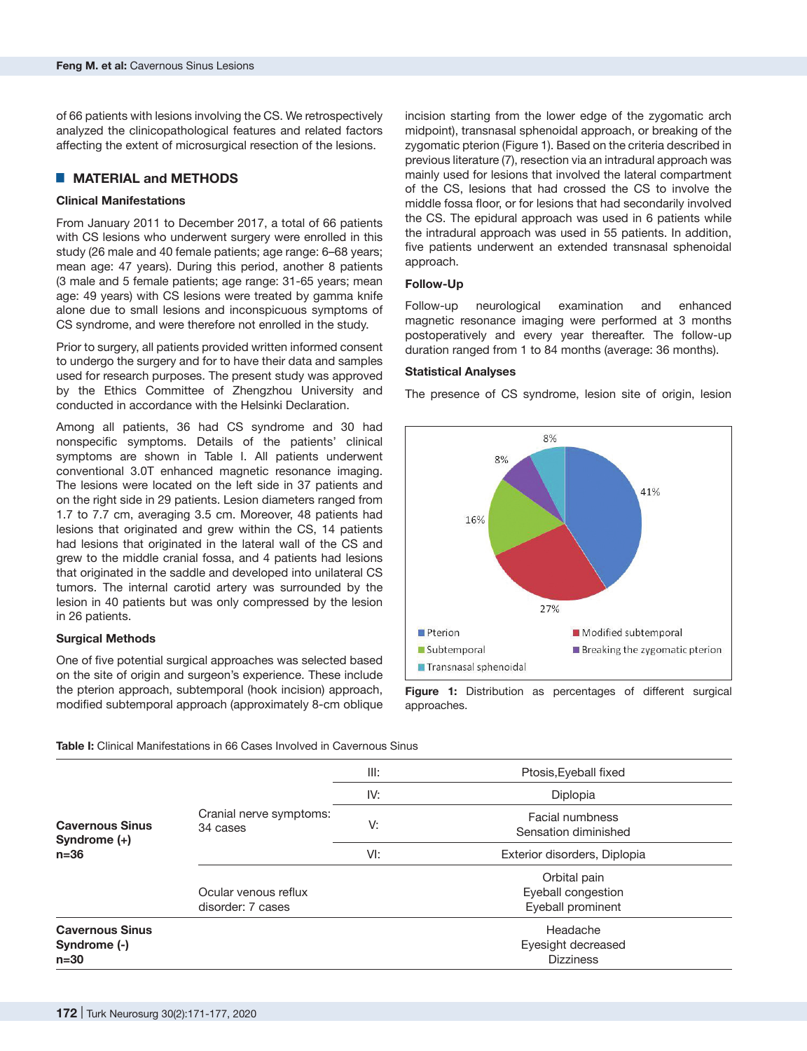of 66 patients with lesions involving the CS. We retrospectively analyzed the clinicopathological features and related factors affecting the extent of microsurgical resection of the lesions.

## MATERIAL and METHODS

### Clinical Manifestations

From January 2011 to December 2017, a total of 66 patients with CS lesions who underwent surgery were enrolled in this study (26 male and 40 female patients; age range: 6–68 years; mean age: 47 years). During this period, another 8 patients (3 male and 5 female patients; age range: 31-65 years; mean age: 49 years) with CS lesions were treated by gamma knife alone due to small lesions and inconspicuous symptoms of CS syndrome, and were therefore not enrolled in the study.

Prior to surgery, all patients provided written informed consent to undergo the surgery and for to have their data and samples used for research purposes. The present study was approved by the Ethics Committee of Zhengzhou University and conducted in accordance with the Helsinki Declaration.

Among all patients, 36 had CS syndrome and 30 had nonspecific symptoms. Details of the patients' clinical symptoms are shown in Table I. All patients underwent conventional 3.0T enhanced magnetic resonance imaging. The lesions were located on the left side in 37 patients and on the right side in 29 patients. Lesion diameters ranged from 1.7 to 7.7 cm, averaging 3.5 cm. Moreover, 48 patients had lesions that originated and grew within the CS, 14 patients had lesions that originated in the lateral wall of the CS and grew to the middle cranial fossa, and 4 patients had lesions that originated in the saddle and developed into unilateral CS tumors. The internal carotid artery was surrounded by the lesion in 40 patients but was only compressed by the lesion in 26 patients.

### Surgical Methods

One of five potential surgical approaches was selected based on the site of origin and surgeon's experience. These include the pterion approach, subtemporal (hook incision) approach, modified subtemporal approach (approximately 8-cm oblique incision starting from the lower edge of the zygomatic arch midpoint), transnasal sphenoidal approach, or breaking of the zygomatic pterion (Figure 1). Based on the criteria described in previous literature (7), resection via an intradural approach was mainly used for lesions that involved the lateral compartment of the CS, lesions that had crossed the CS to involve the middle fossa floor, or for lesions that had secondarily involved the CS. The epidural approach was used in 6 patients while the intradural approach was used in 55 patients. In addition, five patients underwent an extended transnasal sphenoidal approach.

### Follow-Up

Follow-up neurological examination and enhanced magnetic resonance imaging were performed at 3 months postoperatively and every year thereafter. The follow-up duration ranged from 1 to 84 months (average: 36 months).

### Statistical Analyses

The presence of CS syndrome, lesion site of origin, lesion

**Figure 1:** Distribution as percentages of different surgical approaches.

**Table I:** Clinical Manifestations in 66 Cases Involved in Cavernous Sinus

| | | | |
|---|---|---|---|
| **Cavernous Sinus Syndrome (+) n=36** | Cranial nerve symptoms: 34 cases | III: | Ptosis,Eyeball fixed |
| | | IV: | Diplopia |
| | | V: | Facial numbness<br>Sensation diminished |
| | | VI: | Exterior disorders, Diplopia |
| | Ocular venous reflux disorder: 7 cases | | Orbital pain<br>Eyeball congestion<br>Eyeball prominent |
| **Cavernous Sinus Syndrome (-) n=30** | | | Headache<br>Eyesight decreased<br>Dizziness |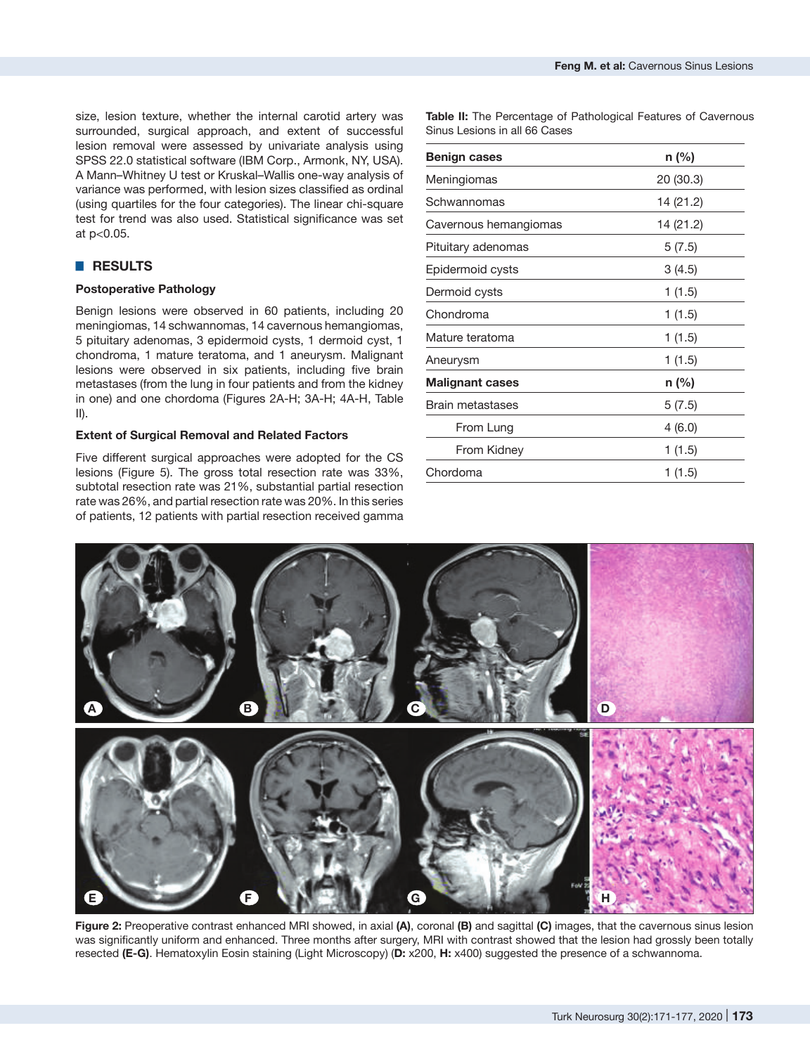size, lesion texture, whether the internal carotid artery was surrounded, surgical approach, and extent of successful lesion removal were assessed by univariate analysis using SPSS 22.0 statistical software (IBM Corp., Armonk, NY, USA). A Mann–Whitney U test or Kruskal–Wallis one-way analysis of variance was performed, with lesion sizes classified as ordinal (using quartiles for the four categories). The linear chi-square test for trend was also used. Statistical significance was set at $p<0.05$.

## RESULTS

### Postoperative Pathology

Benign lesions were observed in 60 patients, including 20 meningiomas, 14 schwannomas, 14 cavernous hemangiomas, 5 pituitary adenomas, 3 epidermoid cysts, 1 dermoid cyst, 1 chondroma, 1 mature teratoma, and 1 aneurysm. Malignant lesions were observed in six patients, including five brain metastases (from the lung in four patients and from the kidney in one) and one chordoma (Figures 2A-H; 3A-H; 4A-H, Table II).

### Extent of Surgical Removal and Related Factors

Five different surgical approaches were adopted for the CS lesions (Figure 5). The gross total resection rate was 33%, subtotal resection rate was 21%, substantial partial resection rate was 26%, and partial resection rate was 20%. In this series of patients, 12 patients with partial resection received gamma

**Table II:** The Percentage of Pathological Features of Cavernous Sinus Lesions in all 66 Cases

| **Benign cases** | **n (%)** |
|---|---|
| Meningiomas | 20 (30.3) |
| Schwannomas | 14 (21.2) |
| Cavernous hemangiomas | 14 (21.2) |
| Pituitary adenomas | 5 (7.5) |
| Epidermoid cysts | 3 (4.5) |
| Dermoid cysts | 1 (1.5) |
| Chondroma | 1 (1.5) |
| Mature teratoma | 1 (1.5) |
| Aneurysm | 1 (1.5) |
| **Malignant cases** | **n (%)** |
| Brain metastases | 5 (7.5) |
| From Lung | 4 (6.0) |
| From Kidney | 1 (1.5) |
| Chordoma | 1 (1.5) |

**Figure 2:** Preoperative contrast enhanced MRI showed, in axial **(A)**, coronal **(B)** and sagittal **(C)** images, that the cavernous sinus lesion was significantly uniform and enhanced. Three months after surgery, MRI with contrast showed that the lesion had grossly been totally resected **(E-G)**. Hematoxylin Eosin staining (Light Microscopy) (**D:** x200, **H:** x400) suggested the presence of a schwannoma.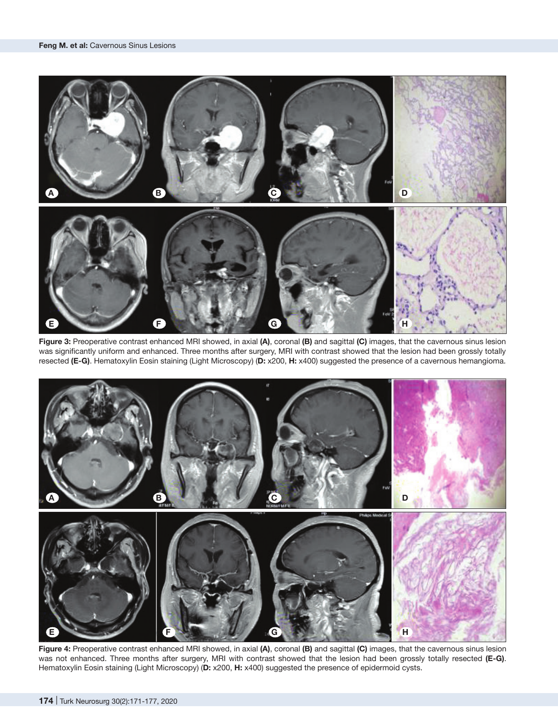**Figure 3:** Preoperative contrast enhanced MRI showed, in axial **(A)**, coronal **(B)** and sagittal **(C)** images, that the cavernous sinus lesion was significantly uniform and enhanced. Three months after surgery, MRI with contrast showed that the lesion had been grossly totally resected **(E-G)**. Hematoxylin Eosin staining (Light Microscopy) (**D:** x200, **H:** x400) suggested the presence of a cavernous hemangioma.

**Figure 4:** Preoperative contrast enhanced MRI showed, in axial **(A)**, coronal **(B)** and sagittal **(C)** images, that the cavernous sinus lesion was not enhanced. Three months after surgery, MRI with contrast showed that the lesion had been grossly totally resected **(E-G)**. Hematoxylin Eosin staining (Light Microscopy) (**D:** x200, **H:** x400) suggested the presence of epidermoid cysts.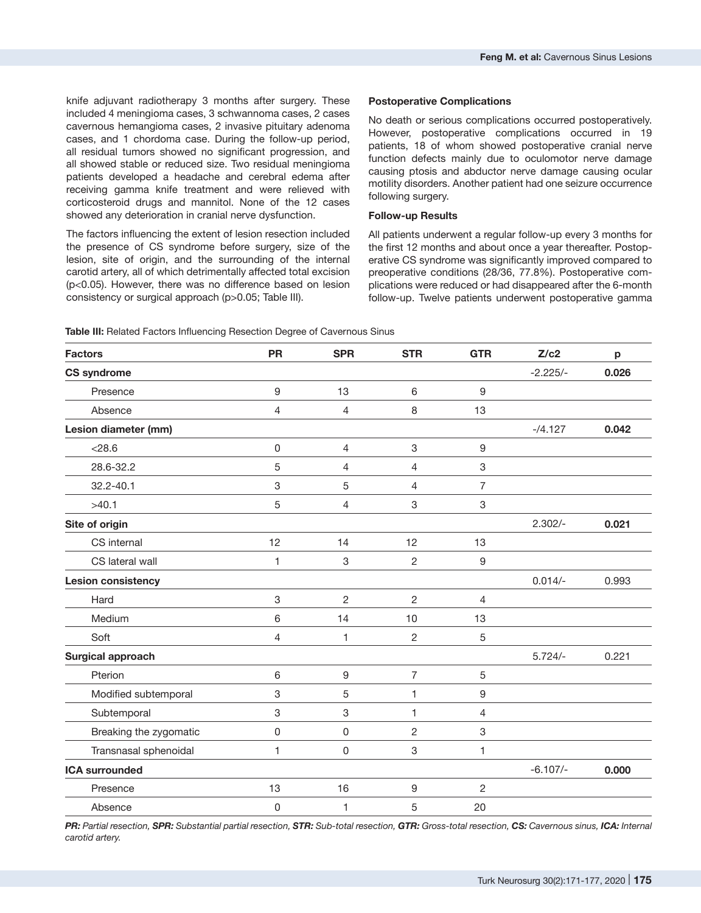knife adjuvant radiotherapy 3 months after surgery. These included 4 meningioma cases, 3 schwannoma cases, 2 cases cavernous hemangioma cases, 2 invasive pituitary adenoma cases, and 1 chordoma case. During the follow-up period, all residual tumors showed no significant progression, and all showed stable or reduced size. Two residual meningioma patients developed a headache and cerebral edema after receiving gamma knife treatment and were relieved with corticosteroid drugs and mannitol. None of the 12 cases showed any deterioration in cranial nerve dysfunction.

The factors influencing the extent of lesion resection included the presence of CS syndrome before surgery, size of the lesion, site of origin, and the surrounding of the internal carotid artery, all of which detrimentally affected total excision ($p<0.05$). However, there was no difference based on lesion consistency or surgical approach ($p>0.05$; Table III).

**Postoperative Complications**

No death or serious complications occurred postoperatively. However, postoperative complications occurred in 19 patients, 18 of whom showed postoperative cranial nerve function defects mainly due to oculomotor nerve damage causing ptosis and abductor nerve damage causing ocular motility disorders. Another patient had one seizure occurrence following surgery.

**Follow-up Results**

All patients underwent a regular follow-up every 3 months for the first 12 months and about once a year thereafter. Postoperative CS syndrome was significantly improved compared to preoperative conditions (28/36, 77.8%). Postoperative complications were reduced or had disappeared after the 6-month follow-up. Twelve patients underwent postoperative gamma

**Table III:** Related Factors Influencing Resection Degree of Cavernous Sinus

| Factors | PR | SPR | STR | GTR | Z/c2 | p |
|---|---|---|---|---|---|---|
| **CS syndrome** | | | | | -2.225/- | **0.026** |
| Presence | 9 | 13 | 6 | 9 | | |
| Absence | 4 | 4 | 8 | 13 | | |
| **Lesion diameter (mm)** | | | | | -/4.127 | **0.042** |
| <28.6 | 0 | 4 | 3 | 9 | | |
| 28.6-32.2 | 5 | 4 | 4 | 3 | | |
| 32.2-40.1 | 3 | 5 | 4 | 7 | | |
| >40.1 | 5 | 4 | 3 | 3 | | |
| **Site of origin** | | | | | 2.302/- | **0.021** |
| CS internal | 12 | 14 | 12 | 13 | | |
| CS lateral wall | 1 | 3 | 2 | 9 | | |
| **Lesion consistency** | | | | | 0.014/- | 0.993 |
| Hard | 3 | 2 | 2 | 4 | | |
| Medium | 6 | 14 | 10 | 13 | | |
| Soft | 4 | 1 | 2 | 5 | | |
| **Surgical approach** | | | | | 5.724/- | 0.221 |
| Pterion | 6 | 9 | 7 | 5 | | |
| Modified subtemporal | 3 | 5 | 1 | 9 | | |
| Subtemporal | 3 | 3 | 1 | 4 | | |
| Breaking the zygomatic | 0 | 0 | 2 | 3 | | |
| Transnasal sphenoidal | 1 | 0 | 3 | 1 | | |
| **ICA surrounded** | | | | | -6.107/- | **0.000** |
| Presence | 13 | 16 | 9 | 2 | | |
| Absence | 0 | 1 | 5 | 20 | | |

***PR:** Partial resection, **SPR:** Substantial partial resection, **STR:** Sub-total resection, **GTR:** Gross-total resection, **CS:** Cavernous sinus, **ICA:** Internal carotid artery.*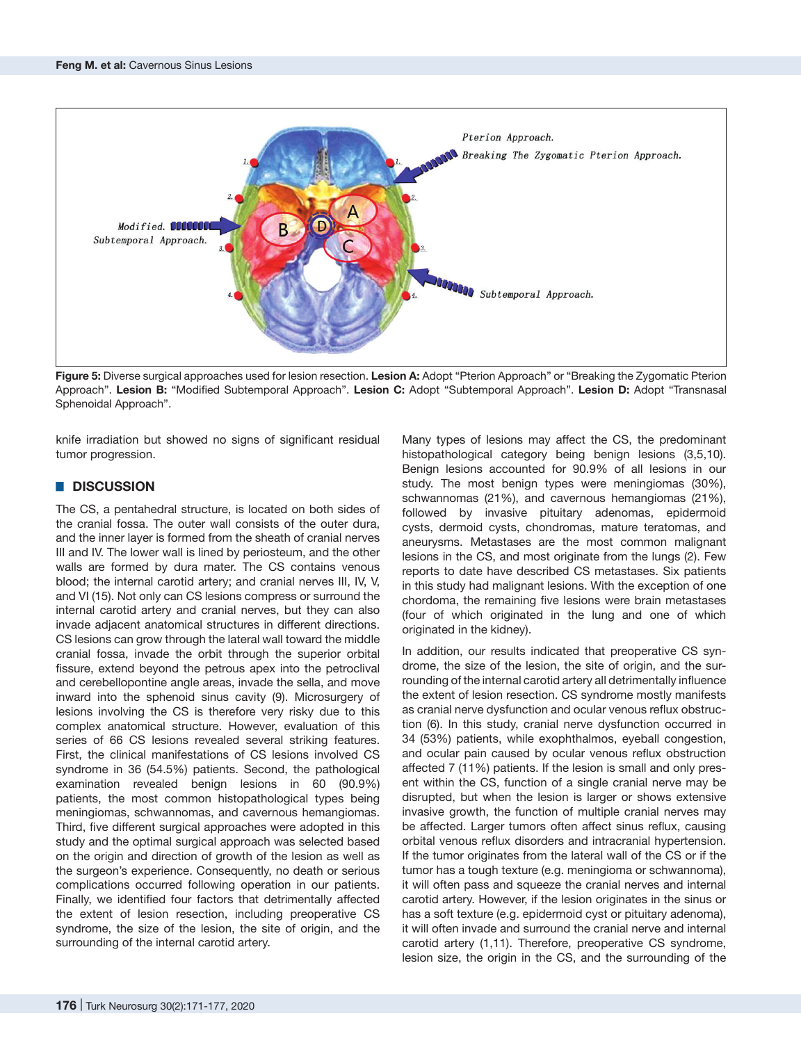Figure 5: Diverse surgical approaches used for lesion resection. **Lesion A:** Adopt "Pterion Approach" or "Breaking the Zygomatic Pterion Approach". **Lesion B:** "Modified Subtemporal Approach". **Lesion C:** Adopt "Subtemporal Approach". **Lesion D:** Adopt "Transnasal Sphenoidal Approach".

knife irradiation but showed no signs of significant residual tumor progression.

## DISCUSSION

The CS, a pentahedral structure, is located on both sides of the cranial fossa. The outer wall consists of the outer dura, and the inner layer is formed from the sheath of cranial nerves III and IV. The lower wall is lined by periosteum, and the other walls are formed by dura mater. The CS contains venous blood; the internal carotid artery; and cranial nerves III, IV, V, and VI (15). Not only can CS lesions compress or surround the internal carotid artery and cranial nerves, but they can also invade adjacent anatomical structures in different directions. CS lesions can grow through the lateral wall toward the middle cranial fossa, invade the orbit through the superior orbital fissure, extend beyond the petrous apex into the petroclival and cerebellopontine angle areas, invade the sella, and move inward into the sphenoid sinus cavity (9). Microsurgery of lesions involving the CS is therefore very risky due to this complex anatomical structure. However, evaluation of this series of 66 CS lesions revealed several striking features. First, the clinical manifestations of CS lesions involved CS syndrome in 36 (54.5%) patients. Second, the pathological examination revealed benign lesions in 60 (90.9%) patients, the most common histopathological types being meningiomas, schwannomas, and cavernous hemangiomas. Third, five different surgical approaches were adopted in this study and the optimal surgical approach was selected based on the origin and direction of growth of the lesion as well as the surgeon's experience. Consequently, no death or serious complications occurred following operation in our patients. Finally, we identified four factors that detrimentally affected the extent of lesion resection, including preoperative CS syndrome, the size of the lesion, the site of origin, and the surrounding of the internal carotid artery.

Many types of lesions may affect the CS, the predominant histopathological category being benign lesions (3,5,10). Benign lesions accounted for 90.9% of all lesions in our study. The most benign types were meningiomas (30%), schwannomas (21%), and cavernous hemangiomas (21%), followed by invasive pituitary adenomas, epidermoid cysts, dermoid cysts, chondromas, mature teratomas, and aneurysms. Metastases are the most common malignant lesions in the CS, and most originate from the lungs (2). Few reports to date have described CS metastases. Six patients in this study had malignant lesions. With the exception of one chordoma, the remaining five lesions were brain metastases (four of which originated in the lung and one of which originated in the kidney).

In addition, our results indicated that preoperative CS syndrome, the size of the lesion, the site of origin, and the surrounding of the internal carotid artery all detrimentally influence the extent of lesion resection. CS syndrome mostly manifests as cranial nerve dysfunction and ocular venous reflux obstruction (6). In this study, cranial nerve dysfunction occurred in 34 (53%) patients, while exophthalmos, eyeball congestion, and ocular pain caused by ocular venous reflux obstruction affected 7 (11%) patients. If the lesion is small and only present within the CS, function of a single cranial nerve may be disrupted, but when the lesion is larger or shows extensive invasive growth, the function of multiple cranial nerves may be affected. Larger tumors often affect sinus reflux, causing orbital venous reflux disorders and intracranial hypertension. If the tumor originates from the lateral wall of the CS or if the tumor has a tough texture (e.g. meningioma or schwannoma), it will often pass and squeeze the cranial nerves and internal carotid artery. However, if the lesion originates in the sinus or has a soft texture (e.g. epidermoid cyst or pituitary adenoma), it will often invade and surround the cranial nerve and internal carotid artery (1,11). Therefore, preoperative CS syndrome, lesion size, the origin in the CS, and the surrounding of the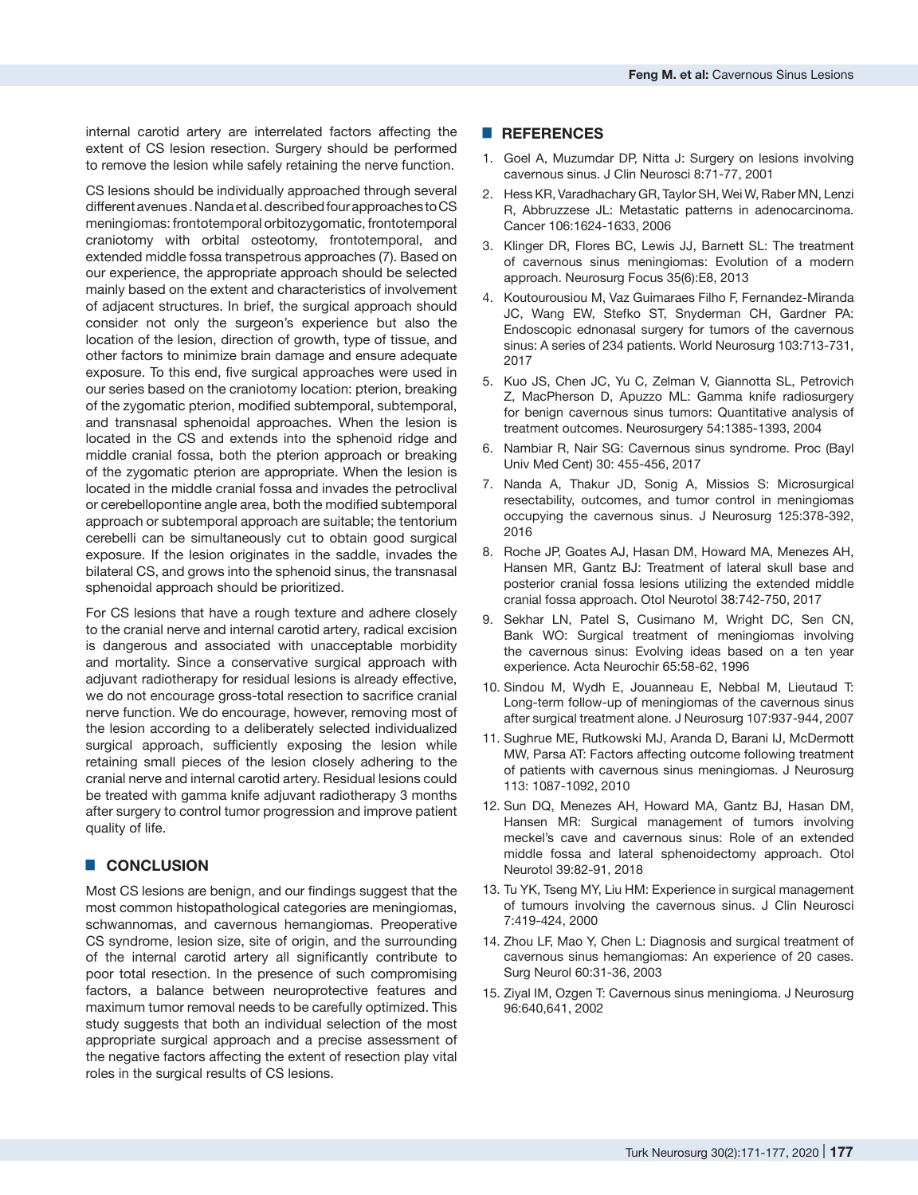internal carotid artery are interrelated factors affecting the extent of CS lesion resection. Surgery should be performed to remove the lesion while safely retaining the nerve function.

CS lesions should be individually approached through several different avenues . Nanda et al. described four approaches to CS meningiomas: frontotemporal orbitozygomatic, frontotemporal craniotomy with orbital osteotomy, frontotemporal, and extended middle fossa transpetrous approaches (7). Based on our experience, the appropriate approach should be selected mainly based on the extent and characteristics of involvement of adjacent structures. In brief, the surgical approach should consider not only the surgeon's experience but also the location of the lesion, direction of growth, type of tissue, and other factors to minimize brain damage and ensure adequate exposure. To this end, five surgical approaches were used in our series based on the craniotomy location: pterion, breaking of the zygomatic pterion, modified subtemporal, subtemporal, and transnasal sphenoidal approaches. When the lesion is located in the CS and extends into the sphenoid ridge and middle cranial fossa, both the pterion approach or breaking of the zygomatic pterion are appropriate. When the lesion is located in the middle cranial fossa and invades the petroclival or cerebellopontine angle area, both the modified subtemporal approach or subtemporal approach are suitable; the tentorium cerebelli can be simultaneously cut to obtain good surgical exposure. If the lesion originates in the saddle, invades the bilateral CS, and grows into the sphenoid sinus, the transnasal sphenoidal approach should be prioritized.

For CS lesions that have a rough texture and adhere closely to the cranial nerve and internal carotid artery, radical excision is dangerous and associated with unacceptable morbidity and mortality. Since a conservative surgical approach with adjuvant radiotherapy for residual lesions is already effective, we do not encourage gross-total resection to sacrifice cranial nerve function. We do encourage, however, removing most of the lesion according to a deliberately selected individualized surgical approach, sufficiently exposing the lesion while retaining small pieces of the lesion closely adhering to the cranial nerve and internal carotid artery. Residual lesions could be treated with gamma knife adjuvant radiotherapy 3 months after surgery to control tumor progression and improve patient quality of life.

## CONCLUSION

Most CS lesions are benign, and our findings suggest that the most common histopathological categories are meningiomas, schwannomas, and cavernous hemangiomas. Preoperative CS syndrome, lesion size, site of origin, and the surrounding of the internal carotid artery all significantly contribute to poor total resection. In the presence of such compromising factors, a balance between neuroprotective features and maximum tumor removal needs to be carefully optimized. This study suggests that both an individual selection of the most appropriate surgical approach and a precise assessment of the negative factors affecting the extent of resection play vital roles in the surgical results of CS lesions.

## REFERENCES

1. Goel A, Muzumdar DP, Nitta J: Surgery on lesions involving cavernous sinus. J Clin Neurosci 8:71-77, 2001
2. Hess KR, Varadhachary GR, Taylor SH, Wei W, Raber MN, Lenzi R, Abbruzzese JL: Metastatic patterns in adenocarcinoma. Cancer 106:1624-1633, 2006
3. Klinger DR, Flores BC, Lewis JJ, Barnett SL: The treatment of cavernous sinus meningiomas: Evolution of a modern approach. Neurosurg Focus 35(6):E8, 2013
4. Koutourousiou M, Vaz Guimaraes Filho F, Fernandez-Miranda JC, Wang EW, Stefko ST, Snyderman CH, Gardner PA: Endoscopic ednonasal surgery for tumors of the cavernous sinus: A series of 234 patients. World Neurosurg 103:713-731, 2017
5. Kuo JS, Chen JC, Yu C, Zelman V, Giannotta SL, Petrovich Z, MacPherson D, Apuzzo ML: Gamma knife radiosurgery for benign cavernous sinus tumors: Quantitative analysis of treatment outcomes. Neurosurgery 54:1385-1393, 2004
6. Nambiar R, Nair SG: Cavernous sinus syndrome. Proc (Bayl Univ Med Cent) 30: 455-456, 2017
7. Nanda A, Thakur JD, Sonig A, Missios S: Microsurgical resectability, outcomes, and tumor control in meningiomas occupying the cavernous sinus. J Neurosurg 125:378-392, 2016
8. Roche JP, Goates AJ, Hasan DM, Howard MA, Menezes AH, Hansen MR, Gantz BJ: Treatment of lateral skull base and posterior cranial fossa lesions utilizing the extended middle cranial fossa approach. Otol Neurotol 38:742-750, 2017
9. Sekhar LN, Patel S, Cusimano M, Wright DC, Sen CN, Bank WO: Surgical treatment of meningiomas involving the cavernous sinus: Evolving ideas based on a ten year experience. Acta Neurochir 65:58-62, 1996
10. Sindou M, Wydh E, Jouanneau E, Nebbal M, Lieutaud T: Long-term follow-up of meningiomas of the cavernous sinus after surgical treatment alone. J Neurosurg 107:937-944, 2007
11. Sughrue ME, Rutkowski MJ, Aranda D, Barani IJ, McDermott MW, Parsa AT: Factors affecting outcome following treatment of patients with cavernous sinus meningiomas. J Neurosurg 113: 1087-1092, 2010
12. Sun DQ, Menezes AH, Howard MA, Gantz BJ, Hasan DM, Hansen MR: Surgical management of tumors involving meckel's cave and cavernous sinus: Role of an extended middle fossa and lateral sphenoidectomy approach. Otol Neurotol 39:82-91, 2018
13. Tu YK, Tseng MY, Liu HM: Experience in surgical management of tumours involving the cavernous sinus. J Clin Neurosci 7:419-424, 2000
14. Zhou LF, Mao Y, Chen L: Diagnosis and surgical treatment of cavernous sinus hemangiomas: An experience of 20 cases. Surg Neurol 60:31-36, 2003
15. Ziyal IM, Ozgen T: Cavernous sinus meningioma. J Neurosurg 96:640,641, 2002